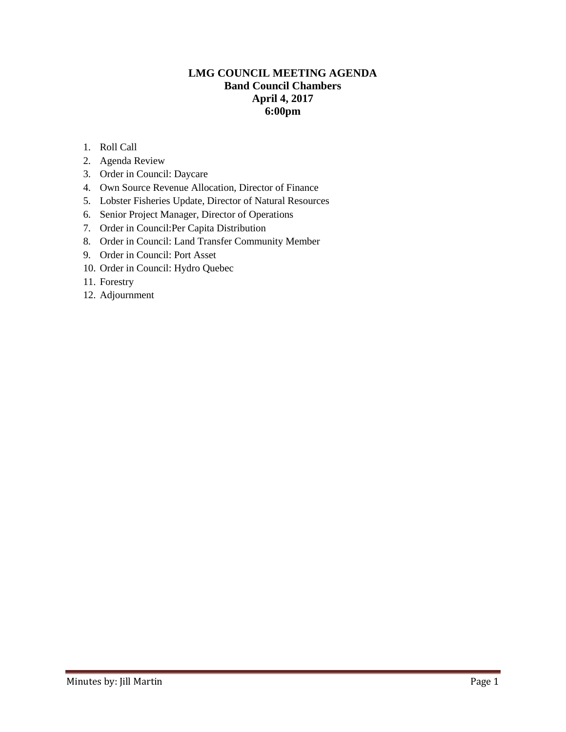# LMG COUNCIL MEETING AGENDA
## Band Council Chambers
## April 4, 2017
## 6:00pm

1. Roll Call
2. Agenda Review
3. Order in Council: Daycare
4. Own Source Revenue Allocation, Director of Finance
5. Lobster Fisheries Update, Director of Natural Resources
6. Senior Project Manager, Director of Operations
7. Order in Council:Per Capita Distribution
8. Order in Council: Land Transfer Community Member
9. Order in Council: Port Asset
10. Order in Council: Hydro Quebec
11. Forestry
12. Adjournment

Minutes by: Jill Martin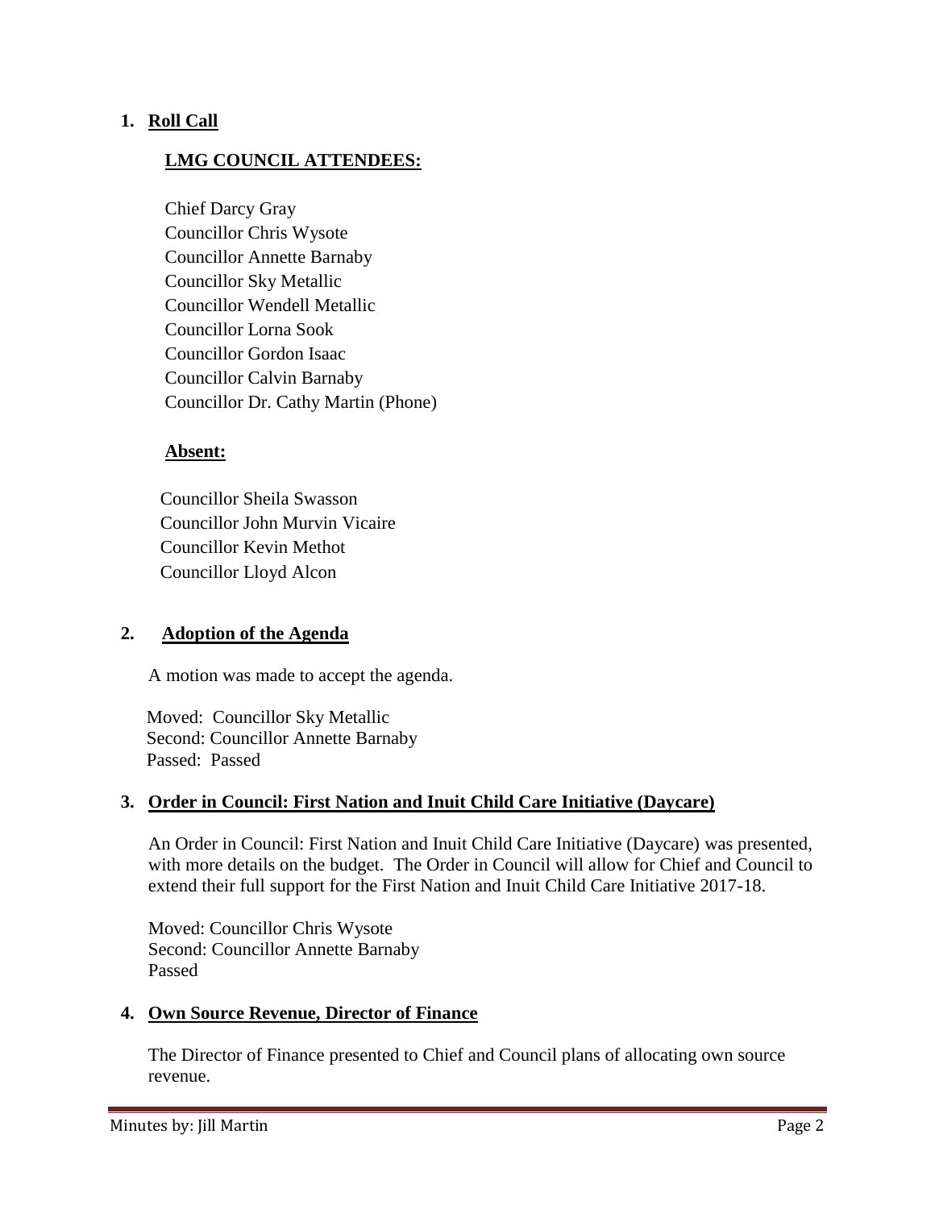1. **Roll Call**

   **LMG COUNCIL ATTENDEES:**

   Chief Darcy Gray
   Councillor Chris Wysote
   Councillor Annette Barnaby
   Councillor Sky Metallic
   Councillor Wendell Metallic
   Councillor Lorna Sook
   Councillor Gordon Isaac
   Councillor Calvin Barnaby
   Councillor Dr. Cathy Martin (Phone)

   **Absent:**

   Councillor Sheila Swasson
   Councillor John Murvin Vicaire
   Councillor Kevin Methot
   Councillor Lloyd Alcon

2. **Adoption of the Agenda**

   A motion was made to accept the agenda.

   Moved: Councillor Sky Metallic
   Second: Councillor Annette Barnaby
   Passed: Passed

3. **Order in Council: First Nation and Inuit Child Care Initiative (Daycare)**

   An Order in Council: First Nation and Inuit Child Care Initiative (Daycare) was presented, with more details on the budget. The Order in Council will allow for Chief and Council to extend their full support for the First Nation and Inuit Child Care Initiative 2017-18.

   Moved: Councillor Chris Wysote
   Second: Councillor Annette Barnaby
   Passed

4. **Own Source Revenue, Director of Finance**

   The Director of Finance presented to Chief and Council plans of allocating own source revenue.

Minutes by: Jill Martin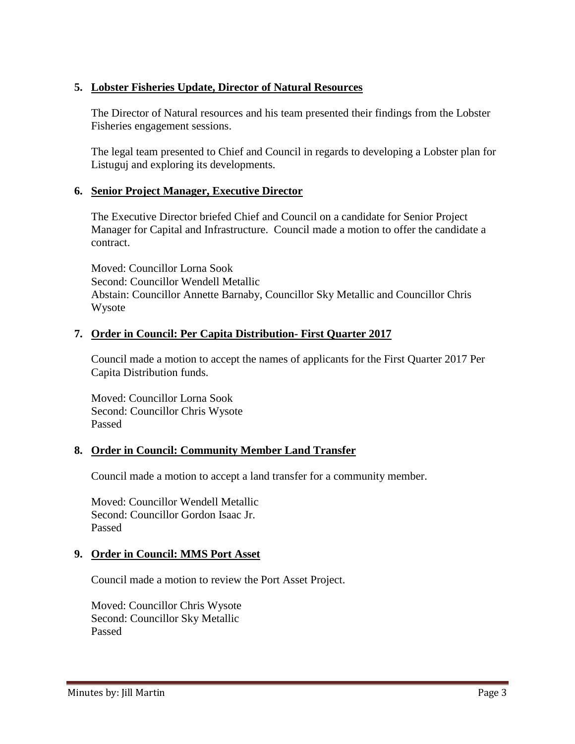5. **Lobster Fisheries Update, Director of Natural Resources**

   The Director of Natural resources and his team presented their findings from the Lobster Fisheries engagement sessions.

   The legal team presented to Chief and Council in regards to developing a Lobster plan for Listuguj and exploring its developments.

6. **Senior Project Manager, Executive Director**

   The Executive Director briefed Chief and Council on a candidate for Senior Project Manager for Capital and Infrastructure. Council made a motion to offer the candidate a contract.

   Moved: Councillor Lorna Sook
   Second: Councillor Wendell Metallic
   Abstain: Councillor Annette Barnaby, Councillor Sky Metallic and Councillor Chris Wysote

7. **Order in Council: Per Capita Distribution- First Quarter 2017**

   Council made a motion to accept the names of applicants for the First Quarter 2017 Per Capita Distribution funds.

   Moved: Councillor Lorna Sook
   Second: Councillor Chris Wysote
   Passed

8. **Order in Council: Community Member Land Transfer**

   Council made a motion to accept a land transfer for a community member.

   Moved: Councillor Wendell Metallic
   Second: Councillor Gordon Isaac Jr.
   Passed

9. **Order in Council: MMS Port Asset**

   Council made a motion to review the Port Asset Project.

   Moved: Councillor Chris Wysote
   Second: Councillor Sky Metallic
   Passed

Minutes by: Jill Martin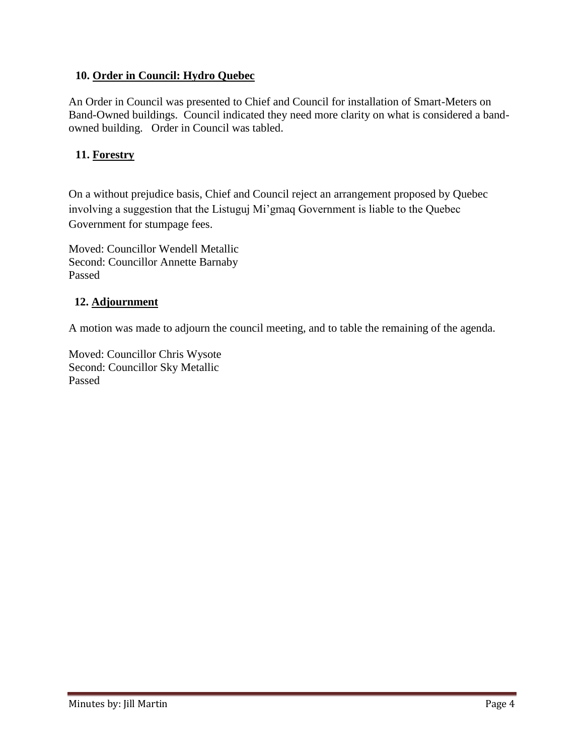## 10. Order in Council: Hydro Quebec

An Order in Council was presented to Chief and Council for installation of Smart-Meters on Band-Owned buildings. Council indicated they need more clarity on what is considered a band-owned building. Order in Council was tabled.

## 11. Forestry

On a without prejudice basis, Chief and Council reject an arrangement proposed by Quebec involving a suggestion that the Listuguj Mi'gmaq Government is liable to the Quebec Government for stumpage fees.

Moved: Councillor Wendell Metallic
Second: Councillor Annette Barnaby
Passed

## 12. Adjournment

A motion was made to adjourn the council meeting, and to table the remaining of the agenda.

Moved: Councillor Chris Wysote
Second: Councillor Sky Metallic
Passed

Minutes by: Jill Martin